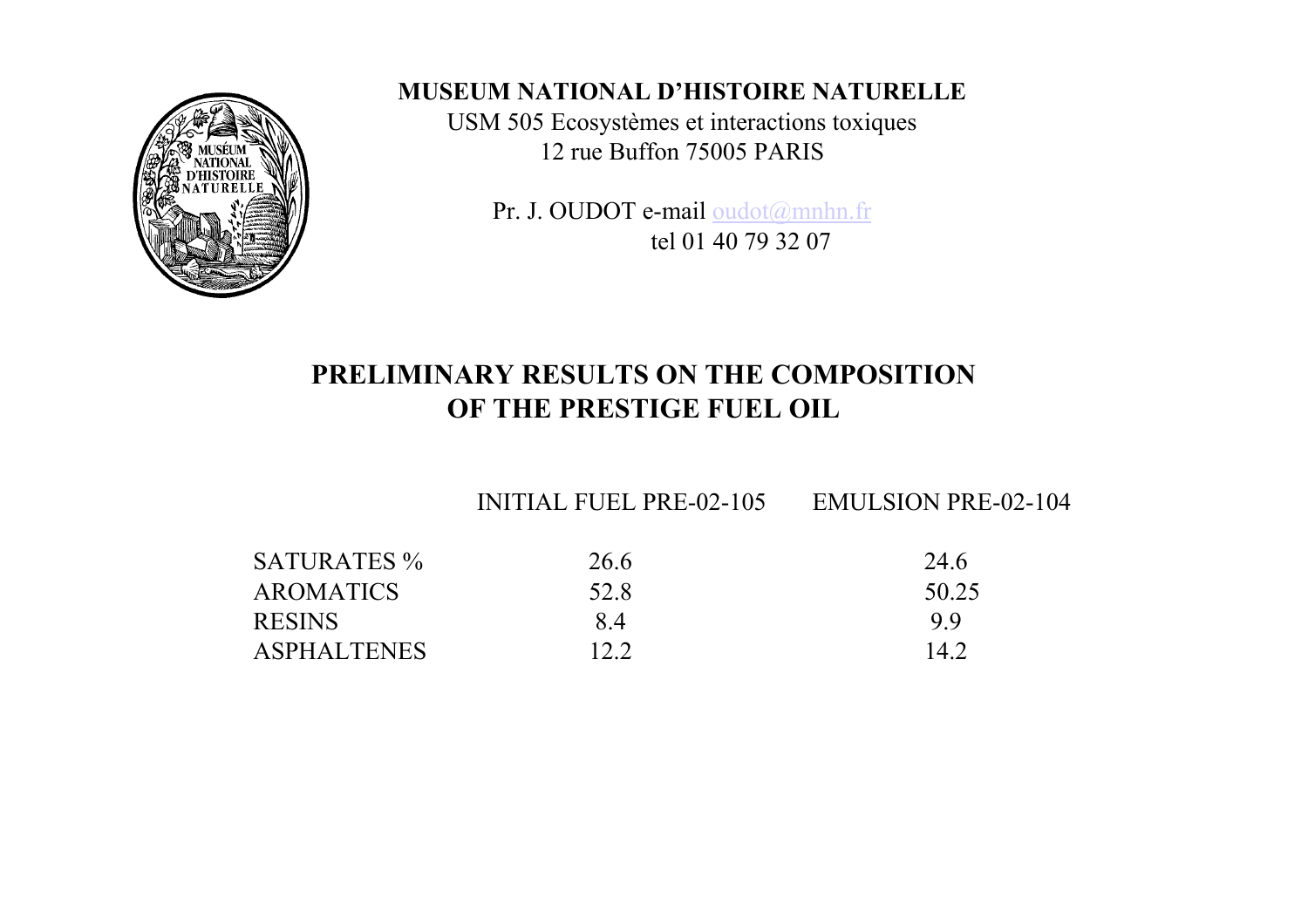**MUSEUM NATIONAL D'HISTOIRE NATURELLE**

USM 505 Ecosystèmes et interactions toxiques
12 rue Buffon 75005 PARIS

Pr. J. OUDOT e-mail oudot@mnhn.fr
tel 01 40 79 32 07

# PRELIMINARY RESULTS ON THE COMPOSITION OF THE PRESTIGE FUEL OIL

| | INITIAL FUEL PRE-02-105 | EMULSION PRE-02-104 |
|---|---|---|
| SATURATES % | 26.6 | 24.6 |
| AROMATICS | 52.8 | 50.25 |
| RESINS | 8.4 | 9.9 |
| ASPHALTENES | 12.2 | 14.2 |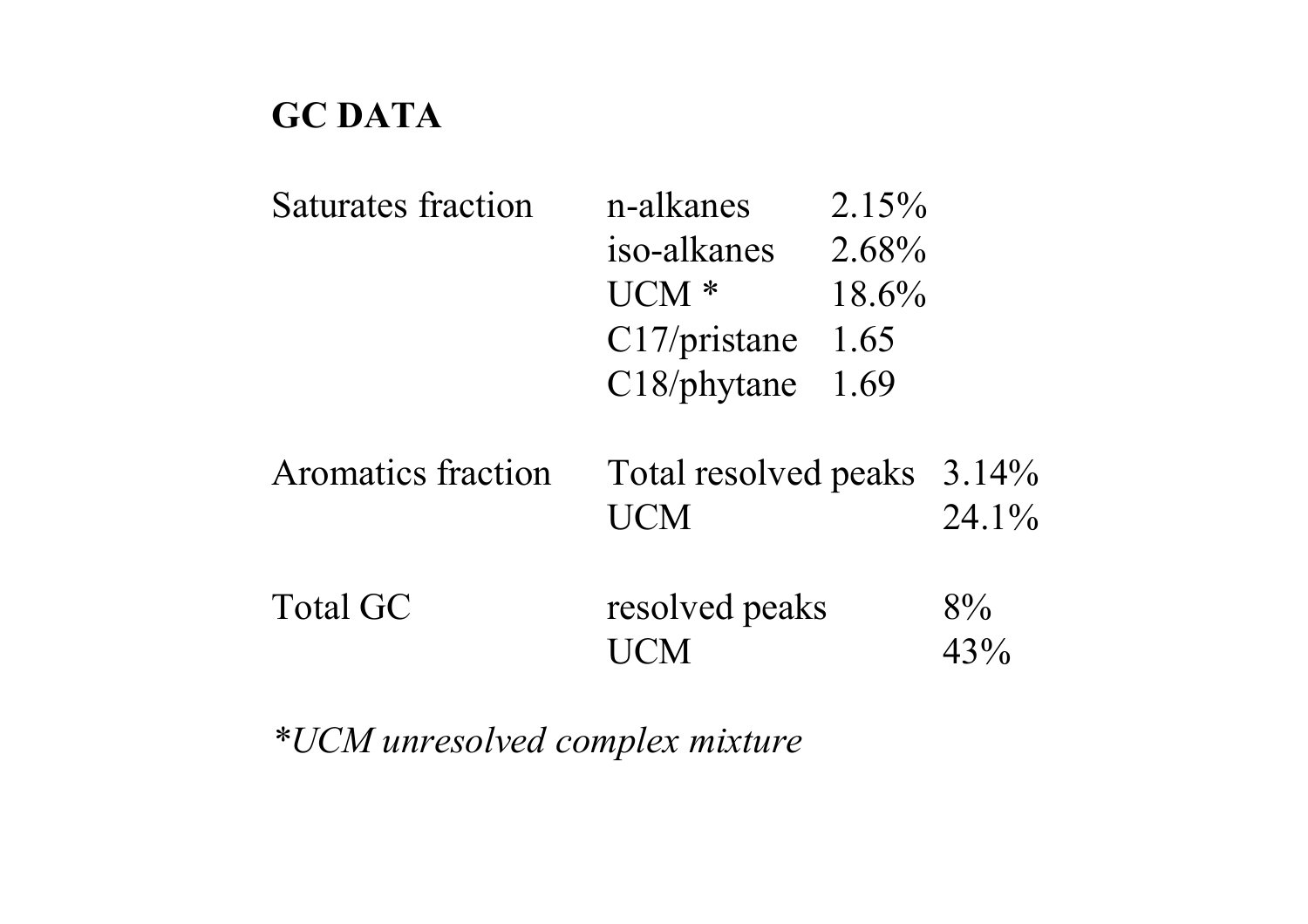## GC DATA

| | | |
|---|---|---|
| Saturates fraction | n-alkanes | 2.15% |
| | iso-alkanes | 2.68% |
| | UCM * | 18.6% |
| | C17/pristane | 1.65 |
| | C18/phytane | 1.69 |
| Aromatics fraction | Total resolved peaks | 3.14% |
| | UCM | 24.1% |
| Total GC | resolved peaks | 8% |
| | UCM | 43% |

*\*UCM unresolved complex mixture*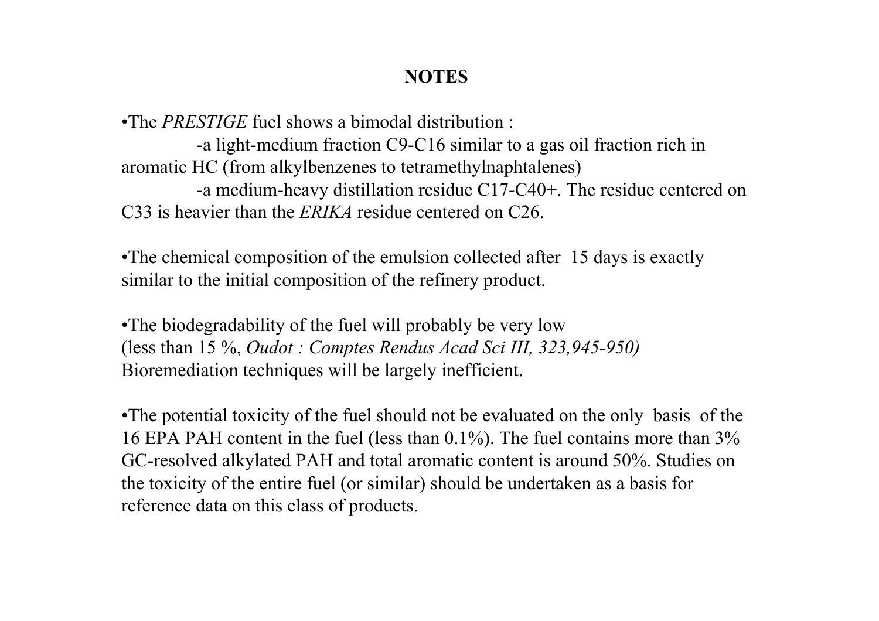# NOTES

- The *PRESTIGE* fuel shows a bimodal distribution :
  - -a light-medium fraction C9-C16 similar to a gas oil fraction rich in aromatic HC (from alkylbenzenes to tetramethylnaphtalenes)
  - -a medium-heavy distillation residue C17-C40+. The residue centered on C33 is heavier than the *ERIKA* residue centered on C26.

- The chemical composition of the emulsion collected after 15 days is exactly similar to the initial composition of the refinery product.

- The biodegradability of the fuel will probably be very low (less than 15 %, *Oudot : Comptes Rendus Acad Sci III, 323,945-950)* Bioremediation techniques will be largely inefficient.

- The potential toxicity of the fuel should not be evaluated on the only basis of the 16 EPA PAH content in the fuel (less than 0.1%). The fuel contains more than 3% GC-resolved alkylated PAH and total aromatic content is around 50%. Studies on the toxicity of the entire fuel (or similar) should be undertaken as a basis for reference data on this class of products.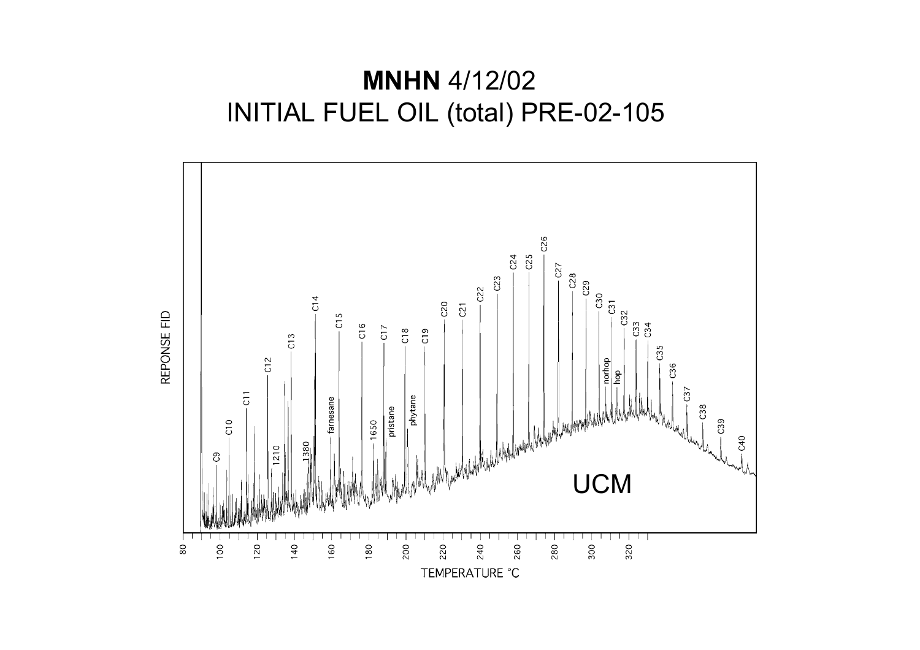# **MNHN** 4/12/02

## INITIAL FUEL OIL (total) PRE-02-105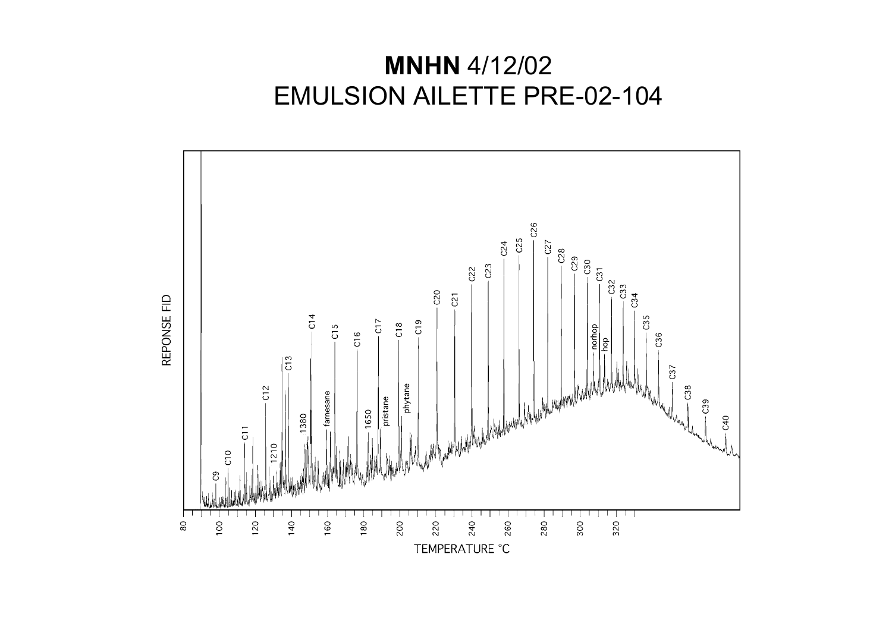# **MNHN** 4/12/02

# EMULSION AILETTE PRE-02-104

REPONSE FID

C9, C10, C11, C12, 1210, C13, C14, 1380, farnesane, C15, C16, 1650, C17, pristane, C18, phytane, C19, C20, C21, C22, C23, C24, C25, C26, C27, C28, C29, C30, norhop, C31, hop, C32, C33, C34, C35, C36, C37, C38, C39, C40

80 100 120 140 160 180 200 220 240 260 280 300 320

TEMPERATURE °C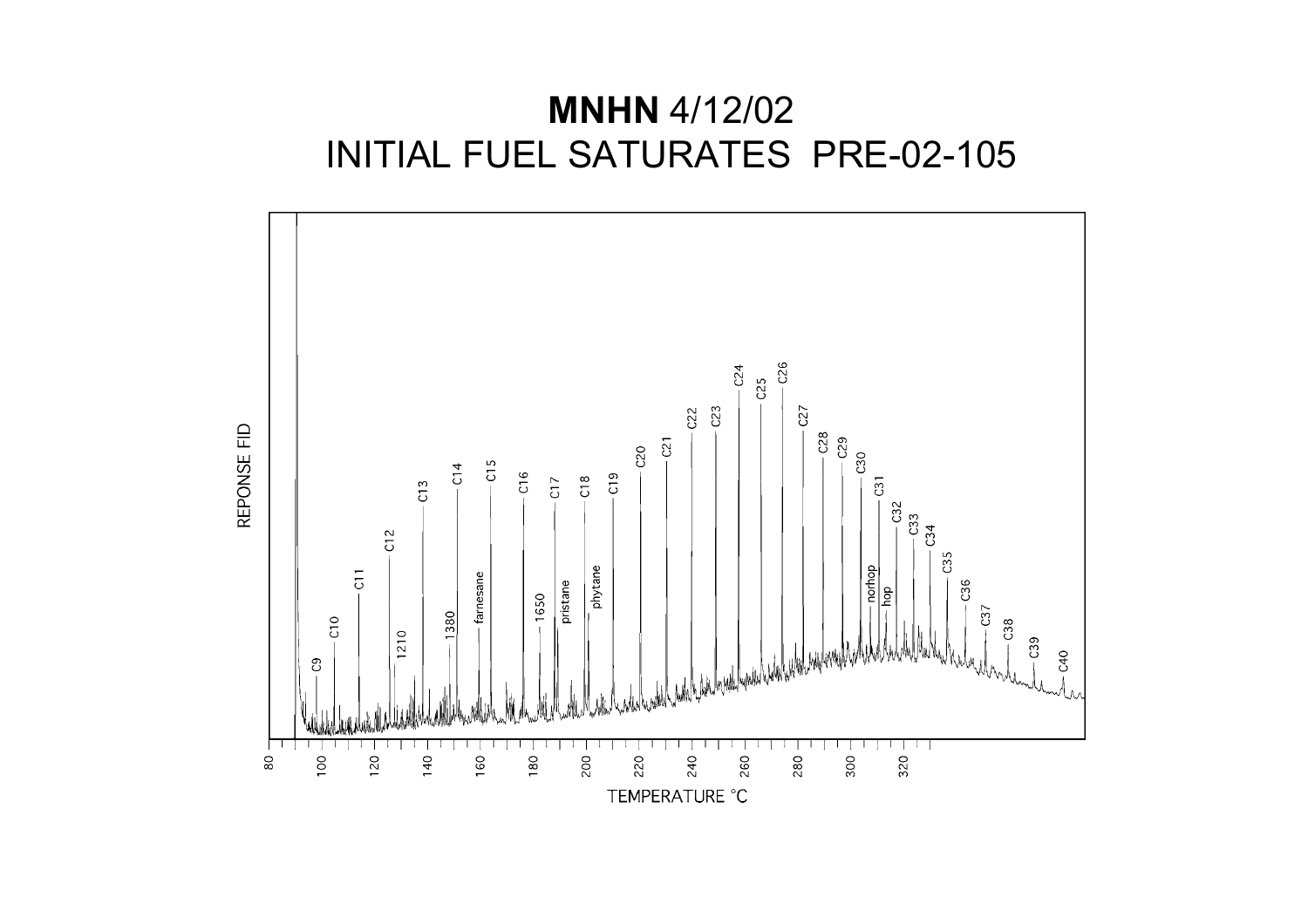# **MNHN** 4/12/02

# INITIAL FUEL SATURATES PRE-02-105

REPONSE FID

C9, C10, C11, C12, 1210, C13, 1380, C14, farnesane, C15, C16, 1650, C17, pristane, C18, phytane, C19, C20, C21, C22, C23, C24, C25, C26, C27, C28, C29, C30, norhop, hop, C31, C32, C33, C34, C35, C36, C37, C38, C39, C40

80 100 120 140 160 180 200 220 240 260 280 300 320

TEMPERATURE °C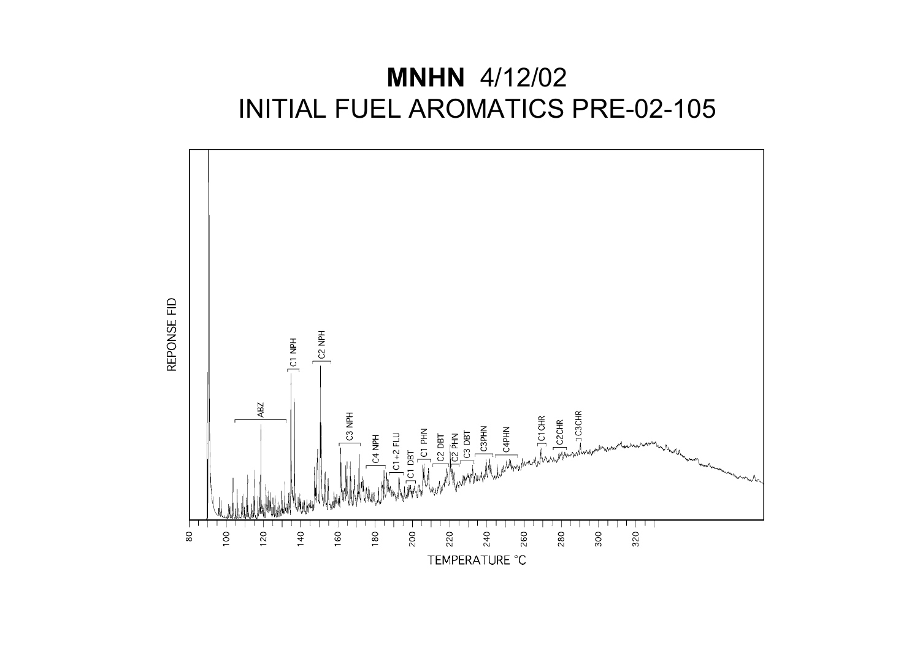# **MNHN** 4/12/02

# INITIAL FUEL AROMATICS PRE-02-105

REPONSE FID

ABZ

C1 NPH

C2 NPH

C3 NPH

C4 NPH

C1+2 FLU

C1 DBT

C1 PHN

C2 DBT

C2 PHN

C3 DBT

C3PHN

C4PHN

C1CHR

C2CHR

C3CHR

80 100 120 140 160 180 200 220 240 260 280 300 320

TEMPERATURE °C